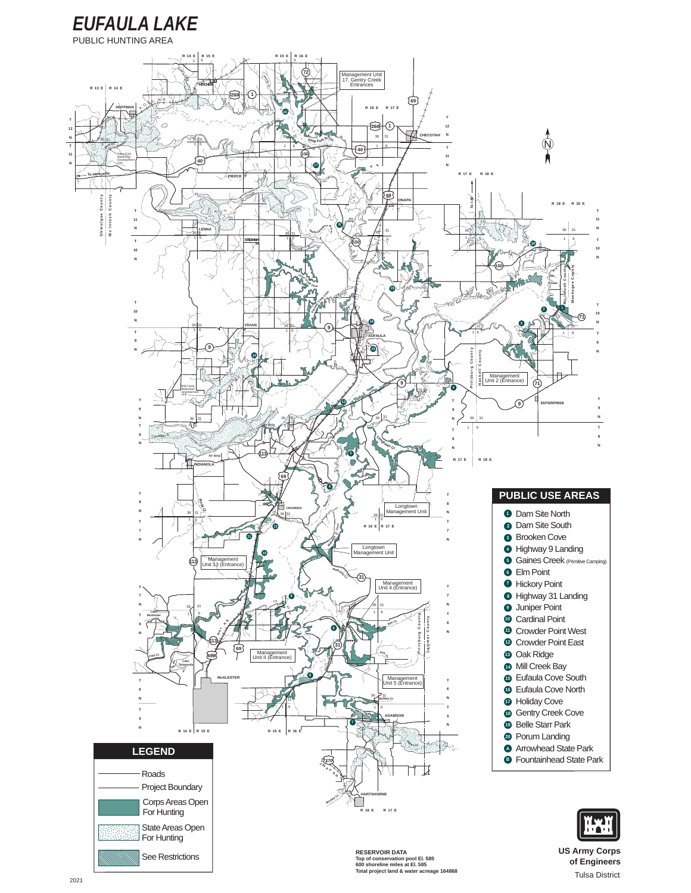# EUFAULA LAKE

PUBLIC HUNTING AREA

## PUBLIC USE AREAS

1. Dam Site North
2. Dam Site South
3. Brooken Cove
4. Highway 9 Landing
5. Gaines Creek (Primitive Camping)
6. Elm Point
7. Hickory Point
8. Highway 31 Landing
9. Juniper Point
10. Cardinal Point
11. Crowder Point West
12. Crowder Point East
13. Oak Ridge
14. Mill Creek Bay
15. Eufaula Cove South
16. Eufaula Cove North
17. Holiday Cove
18. Gentry Creek Cove
19. Belle Starr Park
20. Porum Landing

A. Arrowhead State Park
B. Fountainhead State Park

## LEGEND

- Roads
- Project Boundary
- Corps Areas Open For Hunting
- State Areas Open For Hunting
- See Restrictions

**RESERVOIR DATA**
**Top of conservation pool El. 585**
**600 shoreline miles at El. 585**
**Total project land & water acreage 164868**

**US Army Corps of Engineers**
Tulsa District

2021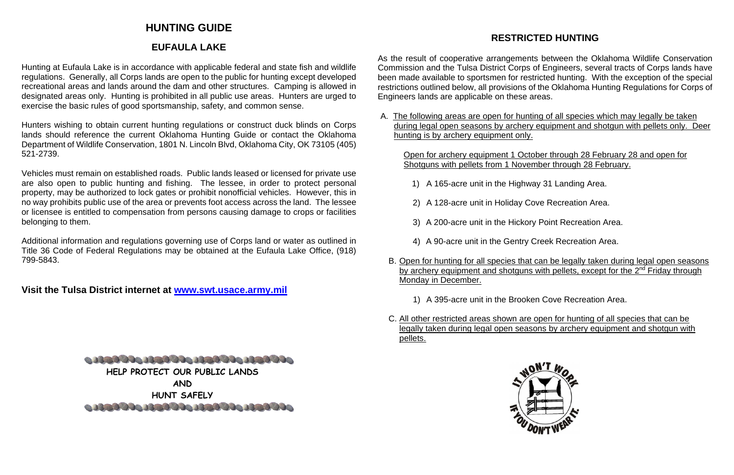# HUNTING GUIDE

## EUFAULA LAKE

Hunting at Eufaula Lake is in accordance with applicable federal and state fish and wildlife regulations. Generally, all Corps lands are open to the public for hunting except developed recreational areas and lands around the dam and other structures. Camping is allowed in designated areas only. Hunting is prohibited in all public use areas. Hunters are urged to exercise the basic rules of good sportsmanship, safety, and common sense.

Hunters wishing to obtain current hunting regulations or construct duck blinds on Corps lands should reference the current Oklahoma Hunting Guide or contact the Oklahoma Department of Wildlife Conservation, 1801 N. Lincoln Blvd, Oklahoma City, OK 73105 (405) 521-2739.

Vehicles must remain on established roads. Public lands leased or licensed for private use are also open to public hunting and fishing. The lessee, in order to protect personal property, may be authorized to lock gates or prohibit nonofficial vehicles. However, this in no way prohibits public use of the area or prevents foot access across the land. The lessee or licensee is entitled to compensation from persons causing damage to crops or facilities belonging to them.

Additional information and regulations governing use of Corps land or water as outlined in Title 36 Code of Federal Regulations may be obtained at the Eufaula Lake Office, (918) 799-5843.

**Visit the Tulsa District internet at [www.swt.usace.army.mil](http://www.swt.usace.army.mil)**

**HELP PROTECT OUR PUBLIC LANDS AND HUNT SAFELY**

## RESTRICTED HUNTING

As the result of cooperative arrangements between the Oklahoma Wildlife Conservation Commission and the Tulsa District Corps of Engineers, several tracts of Corps lands have been made available to sportsmen for restricted hunting. With the exception of the special restrictions outlined below, all provisions of the Oklahoma Hunting Regulations for Corps of Engineers lands are applicable on these areas.

A. The following areas are open for hunting of all species which may legally be taken during legal open seasons by archery equipment and shotgun with pellets only. Deer hunting is by archery equipment only.

   Open for archery equipment 1 October through 28 February 28 and open for Shotguns with pellets from 1 November through 28 February.

   1) A 165-acre unit in the Highway 31 Landing Area.

   2) A 128-acre unit in Holiday Cove Recreation Area.

   3) A 200-acre unit in the Hickory Point Recreation Area.

   4) A 90-acre unit in the Gentry Creek Recreation Area.

B. Open for hunting for all species that can be legally taken during legal open seasons by archery equipment and shotguns with pellets, except for the 2nd Friday through Monday in December.

   1) A 395-acre unit in the Brooken Cove Recreation Area.

C. All other restricted areas shown are open for hunting of all species that can be legally taken during legal open seasons by archery equipment and shotgun with pellets.

IT WON'T WORK IF YOU DON'T WEAR IT.